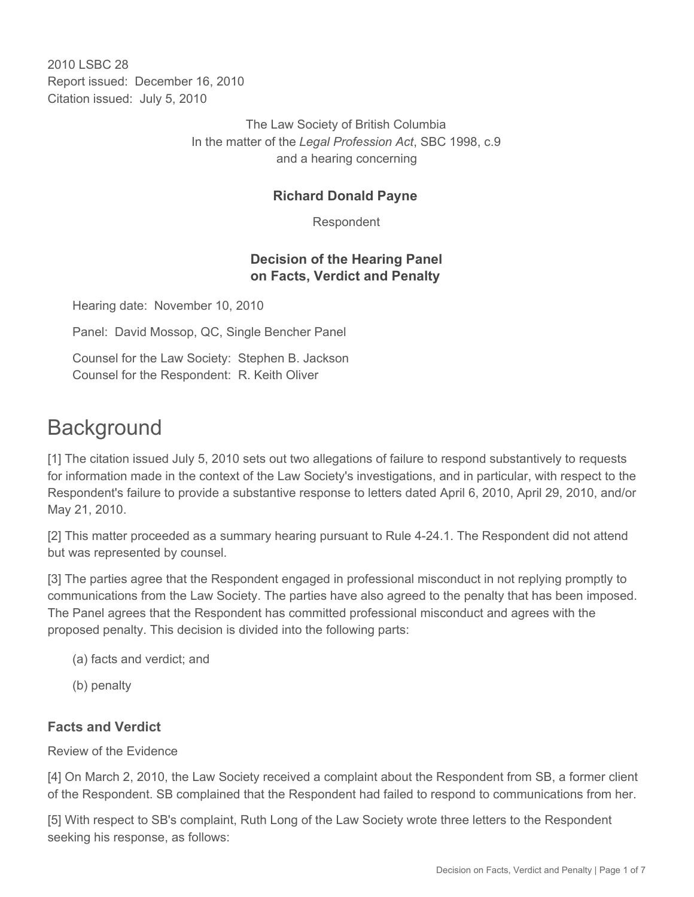2010 LSBC 28
Report issued: December 16, 2010
Citation issued: July 5, 2010

The Law Society of British Columbia
In the matter of the *Legal Profession Act*, SBC 1998, c.9
and a hearing concerning

**Richard Donald Payne**

Respondent

**Decision of the Hearing Panel on Facts, Verdict and Penalty**

Hearing date: November 10, 2010

Panel: David Mossop, QC, Single Bencher Panel

Counsel for the Law Society: Stephen B. Jackson
Counsel for the Respondent: R. Keith Oliver

# Background

[1] The citation issued July 5, 2010 sets out two allegations of failure to respond substantively to requests for information made in the context of the Law Society's investigations, and in particular, with respect to the Respondent's failure to provide a substantive response to letters dated April 6, 2010, April 29, 2010, and/or May 21, 2010.

[2] This matter proceeded as a summary hearing pursuant to Rule 4-24.1. The Respondent did not attend but was represented by counsel.

[3] The parties agree that the Respondent engaged in professional misconduct in not replying promptly to communications from the Law Society. The parties have also agreed to the penalty that has been imposed. The Panel agrees that the Respondent has committed professional misconduct and agrees with the proposed penalty. This decision is divided into the following parts:

(a) facts and verdict; and

(b) penalty

### Facts and Verdict

Review of the Evidence

[4] On March 2, 2010, the Law Society received a complaint about the Respondent from SB, a former client of the Respondent. SB complained that the Respondent had failed to respond to communications from her.

[5] With respect to SB's complaint, Ruth Long of the Law Society wrote three letters to the Respondent seeking his response, as follows: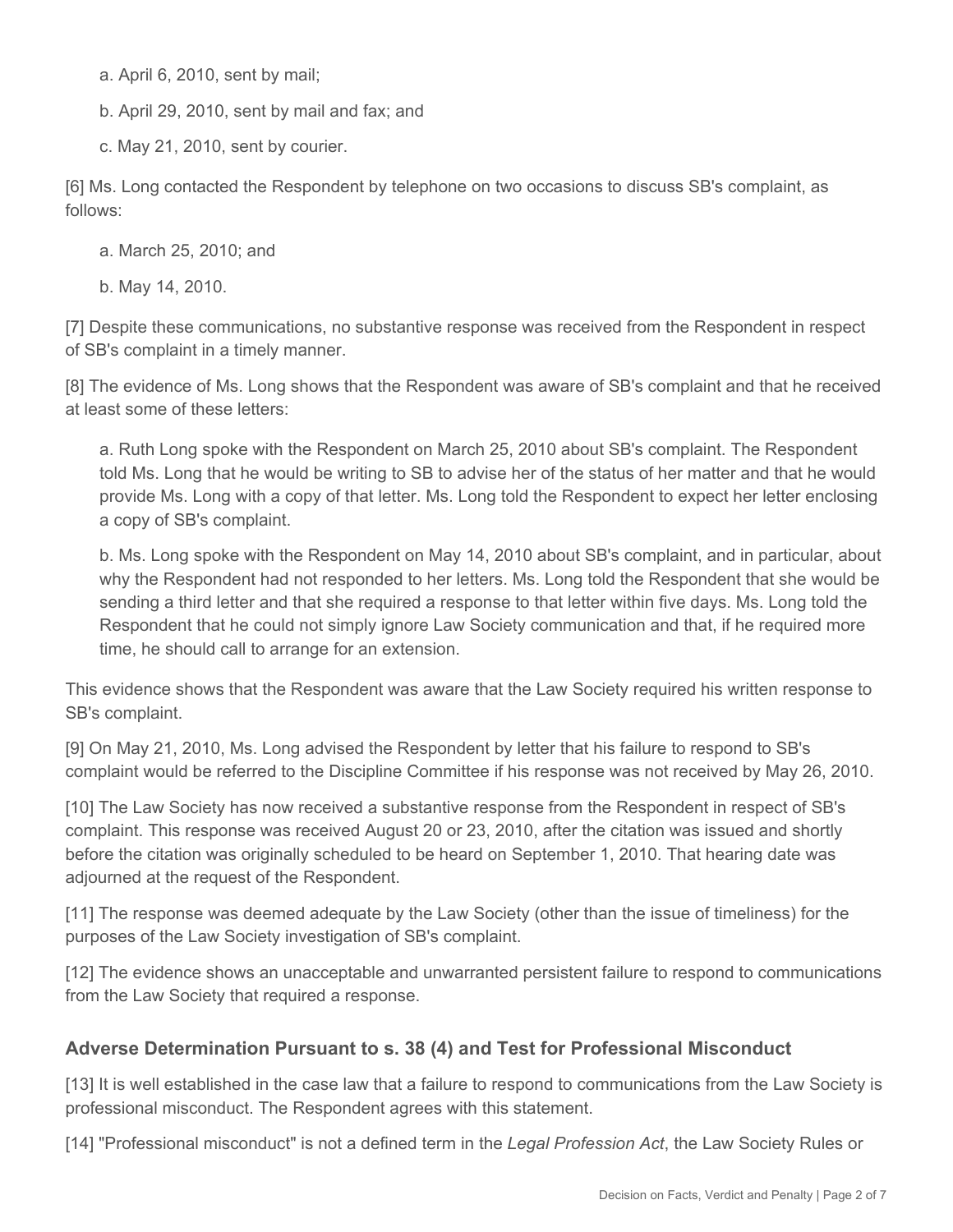a. April 6, 2010, sent by mail;

b. April 29, 2010, sent by mail and fax; and

c. May 21, 2010, sent by courier.

[6] Ms. Long contacted the Respondent by telephone on two occasions to discuss SB's complaint, as follows:

a. March 25, 2010; and

b. May 14, 2010.

[7] Despite these communications, no substantive response was received from the Respondent in respect of SB's complaint in a timely manner.

[8] The evidence of Ms. Long shows that the Respondent was aware of SB's complaint and that he received at least some of these letters:

> a. Ruth Long spoke with the Respondent on March 25, 2010 about SB's complaint. The Respondent told Ms. Long that he would be writing to SB to advise her of the status of her matter and that he would provide Ms. Long with a copy of that letter. Ms. Long told the Respondent to expect her letter enclosing a copy of SB's complaint.
>
> b. Ms. Long spoke with the Respondent on May 14, 2010 about SB's complaint, and in particular, about why the Respondent had not responded to her letters. Ms. Long told the Respondent that she would be sending a third letter and that she required a response to that letter within five days. Ms. Long told the Respondent that he could not simply ignore Law Society communication and that, if he required more time, he should call to arrange for an extension.

This evidence shows that the Respondent was aware that the Law Society required his written response to SB's complaint.

[9] On May 21, 2010, Ms. Long advised the Respondent by letter that his failure to respond to SB's complaint would be referred to the Discipline Committee if his response was not received by May 26, 2010.

[10] The Law Society has now received a substantive response from the Respondent in respect of SB's complaint. This response was received August 20 or 23, 2010, after the citation was issued and shortly before the citation was originally scheduled to be heard on September 1, 2010. That hearing date was adjourned at the request of the Respondent.

[11] The response was deemed adequate by the Law Society (other than the issue of timeliness) for the purposes of the Law Society investigation of SB's complaint.

[12] The evidence shows an unacceptable and unwarranted persistent failure to respond to communications from the Law Society that required a response.

## Adverse Determination Pursuant to s. 38 (4) and Test for Professional Misconduct

[13] It is well established in the case law that a failure to respond to communications from the Law Society is professional misconduct. The Respondent agrees with this statement.

[14] "Professional misconduct" is not a defined term in the *Legal Profession Act*, the Law Society Rules or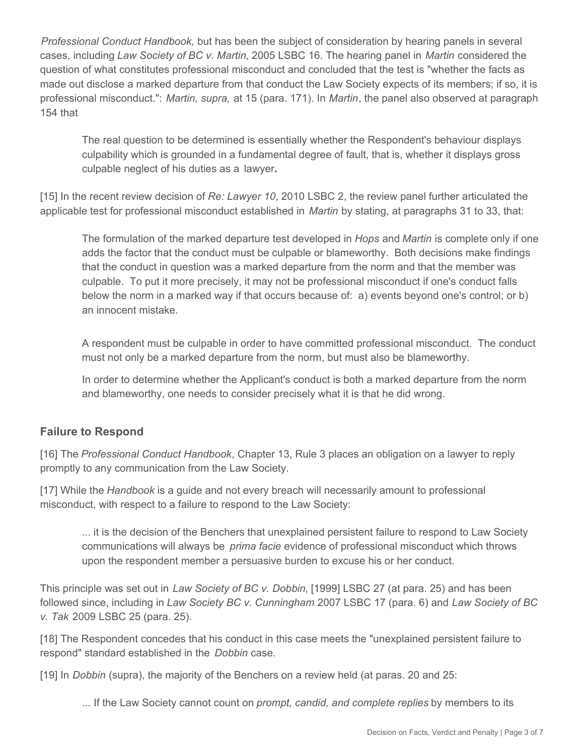*Professional Conduct Handbook,* but has been the subject of consideration by hearing panels in several cases, including *Law Society of BC v. Martin*, 2005 LSBC 16. The hearing panel in *Martin* considered the question of what constitutes professional misconduct and concluded that the test is "whether the facts as made out disclose a marked departure from that conduct the Law Society expects of its members; if so, it is professional misconduct.": *Martin, supra,* at 15 (para. 171). In *Martin*, the panel also observed at paragraph 154 that

> The real question to be determined is essentially whether the Respondent's behaviour displays culpability which is grounded in a fundamental degree of fault, that is, whether it displays gross culpable neglect of his duties as a lawyer**.**

[15] In the recent review decision of *Re: Lawyer 10*, 2010 LSBC 2, the review panel further articulated the applicable test for professional misconduct established in *Martin* by stating, at paragraphs 31 to 33, that:

> The formulation of the marked departure test developed in *Hops* and *Martin* is complete only if one adds the factor that the conduct must be culpable or blameworthy. Both decisions make findings that the conduct in question was a marked departure from the norm and that the member was culpable. To put it more precisely, it may not be professional misconduct if one's conduct falls below the norm in a marked way if that occurs because of: a) events beyond one's control; or b) an innocent mistake.
>
> A respondent must be culpable in order to have committed professional misconduct. The conduct must not only be a marked departure from the norm, but must also be blameworthy.
>
> In order to determine whether the Applicant's conduct is both a marked departure from the norm and blameworthy, one needs to consider precisely what it is that he did wrong.

## Failure to Respond

[16] The *Professional Conduct Handbook*, Chapter 13, Rule 3 places an obligation on a lawyer to reply promptly to any communication from the Law Society.

[17] While the *Handbook* is a guide and not every breach will necessarily amount to professional misconduct, with respect to a failure to respond to the Law Society:

> ... it is the decision of the Benchers that unexplained persistent failure to respond to Law Society communications will always be *prima facie* evidence of professional misconduct which throws upon the respondent member a persuasive burden to excuse his or her conduct.

This principle was set out in *Law Society of BC v. Dobbin*, [1999] LSBC 27 (at para. 25) and has been followed since, including in *Law Society BC v. Cunningham* 2007 LSBC 17 (para. 6) and *Law Society of BC v. Tak* 2009 LSBC 25 (para. 25).

[18] The Respondent concedes that his conduct in this case meets the "unexplained persistent failure to respond" standard established in the *Dobbin* case.

[19] In *Dobbin* (supra), the majority of the Benchers on a review held (at paras. 20 and 25:

> ... If the Law Society cannot count on *prompt, candid, and complete replies* by members to its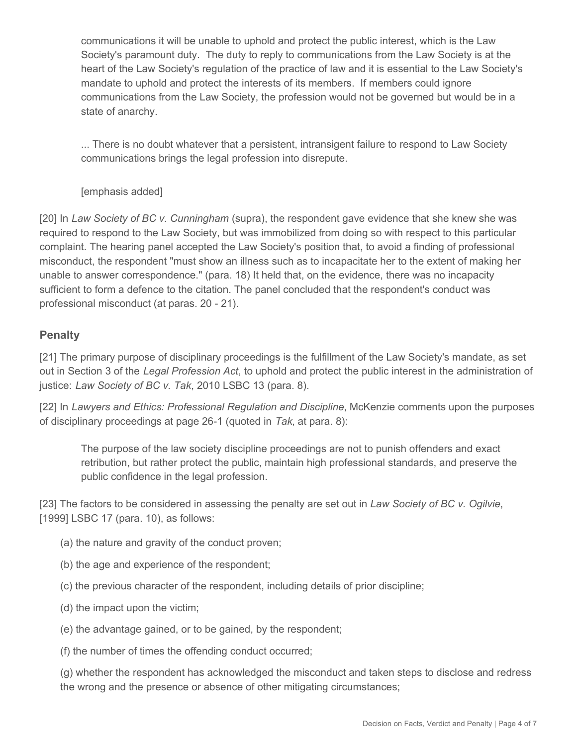> communications it will be unable to uphold and protect the public interest, which is the Law Society's paramount duty. The duty to reply to communications from the Law Society is at the heart of the Law Society's regulation of the practice of law and it is essential to the Law Society's mandate to uphold and protect the interests of its members. If members could ignore communications from the Law Society, the profession would not be governed but would be in a state of anarchy.
>
> ... There is no doubt whatever that a persistent, intransigent failure to respond to Law Society communications brings the legal profession into disrepute.
>
> [emphasis added]

[20] In *Law Society of BC v. Cunningham* (supra), the respondent gave evidence that she knew she was required to respond to the Law Society, but was immobilized from doing so with respect to this particular complaint. The hearing panel accepted the Law Society's position that, to avoid a finding of professional misconduct, the respondent "must show an illness such as to incapacitate her to the extent of making her unable to answer correspondence." (para. 18) It held that, on the evidence, there was no incapacity sufficient to form a defence to the citation. The panel concluded that the respondent's conduct was professional misconduct (at paras. 20 - 21).

## Penalty

[21] The primary purpose of disciplinary proceedings is the fulfillment of the Law Society's mandate, as set out in Section 3 of the *Legal Profession Act*, to uphold and protect the public interest in the administration of justice: *Law Society of BC v. Tak*, 2010 LSBC 13 (para. 8).

[22] In *Lawyers and Ethics: Professional Regulation and Discipline*, McKenzie comments upon the purposes of disciplinary proceedings at page 26-1 (quoted in *Tak*, at para. 8):

> The purpose of the law society discipline proceedings are not to punish offenders and exact retribution, but rather protect the public, maintain high professional standards, and preserve the public confidence in the legal profession.

[23] The factors to be considered in assessing the penalty are set out in *Law Society of BC v. Ogilvie*, [1999] LSBC 17 (para. 10), as follows:

(a) the nature and gravity of the conduct proven;

(b) the age and experience of the respondent;

(c) the previous character of the respondent, including details of prior discipline;

(d) the impact upon the victim;

(e) the advantage gained, or to be gained, by the respondent;

(f) the number of times the offending conduct occurred;

(g) whether the respondent has acknowledged the misconduct and taken steps to disclose and redress the wrong and the presence or absence of other mitigating circumstances;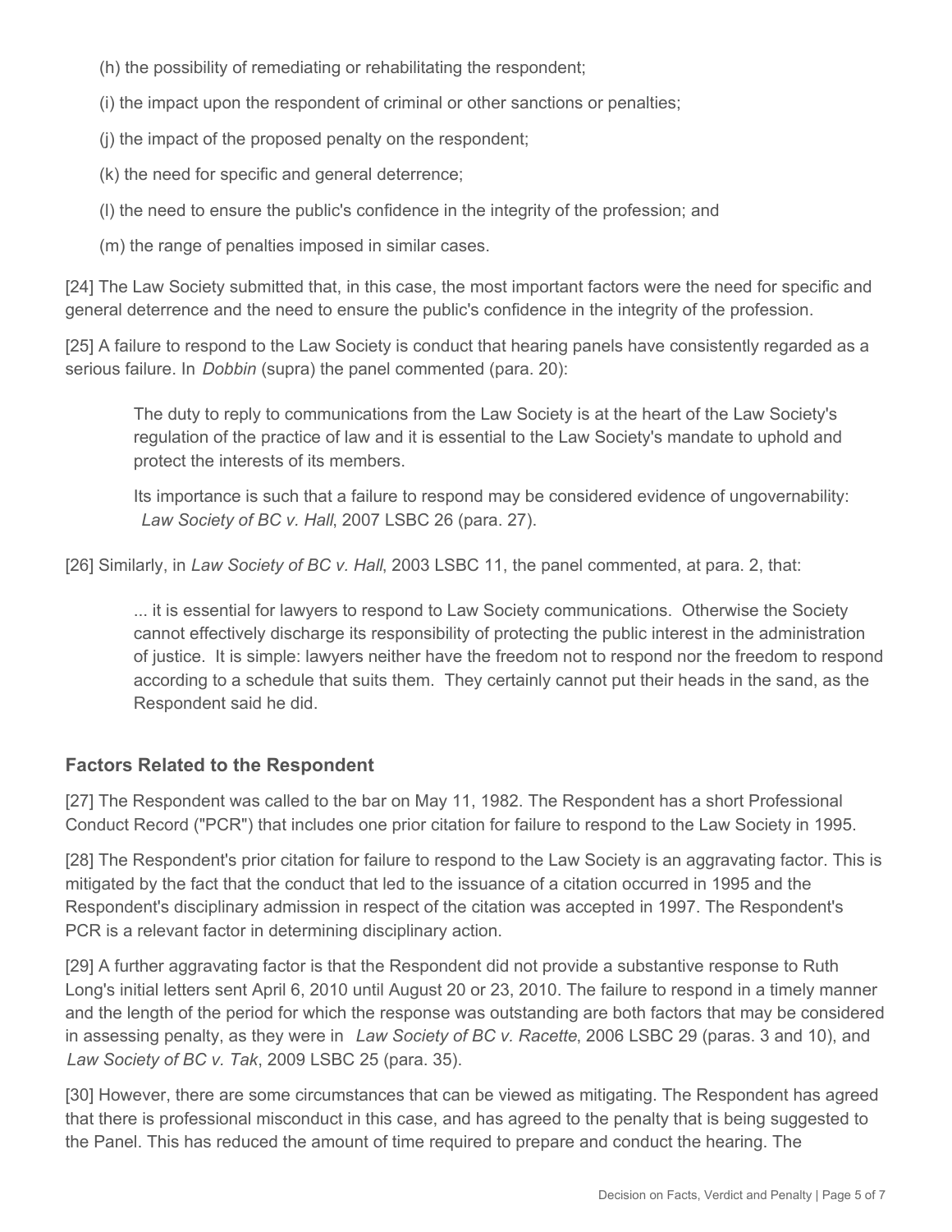(h) the possibility of remediating or rehabilitating the respondent;

(i) the impact upon the respondent of criminal or other sanctions or penalties;

(j) the impact of the proposed penalty on the respondent;

(k) the need for specific and general deterrence;

(l) the need to ensure the public's confidence in the integrity of the profession; and

(m) the range of penalties imposed in similar cases.

[24] The Law Society submitted that, in this case, the most important factors were the need for specific and general deterrence and the need to ensure the public's confidence in the integrity of the profession.

[25] A failure to respond to the Law Society is conduct that hearing panels have consistently regarded as a serious failure. In *Dobbin* (supra) the panel commented (para. 20):

> The duty to reply to communications from the Law Society is at the heart of the Law Society's regulation of the practice of law and it is essential to the Law Society's mandate to uphold and protect the interests of its members.
>
> Its importance is such that a failure to respond may be considered evidence of ungovernability: *Law Society of BC v. Hall*, 2007 LSBC 26 (para. 27).

[26] Similarly, in *Law Society of BC v. Hall*, 2003 LSBC 11, the panel commented, at para. 2, that:

> ... it is essential for lawyers to respond to Law Society communications. Otherwise the Society cannot effectively discharge its responsibility of protecting the public interest in the administration of justice. It is simple: lawyers neither have the freedom not to respond nor the freedom to respond according to a schedule that suits them. They certainly cannot put their heads in the sand, as the Respondent said he did.

### Factors Related to the Respondent

[27] The Respondent was called to the bar on May 11, 1982. The Respondent has a short Professional Conduct Record ("PCR") that includes one prior citation for failure to respond to the Law Society in 1995.

[28] The Respondent's prior citation for failure to respond to the Law Society is an aggravating factor. This is mitigated by the fact that the conduct that led to the issuance of a citation occurred in 1995 and the Respondent's disciplinary admission in respect of the citation was accepted in 1997. The Respondent's PCR is a relevant factor in determining disciplinary action.

[29] A further aggravating factor is that the Respondent did not provide a substantive response to Ruth Long's initial letters sent April 6, 2010 until August 20 or 23, 2010. The failure to respond in a timely manner and the length of the period for which the response was outstanding are both factors that may be considered in assessing penalty, as they were in *Law Society of BC v. Racette*, 2006 LSBC 29 (paras. 3 and 10), and *Law Society of BC v. Tak*, 2009 LSBC 25 (para. 35).

[30] However, there are some circumstances that can be viewed as mitigating. The Respondent has agreed that there is professional misconduct in this case, and has agreed to the penalty that is being suggested to the Panel. This has reduced the amount of time required to prepare and conduct the hearing. The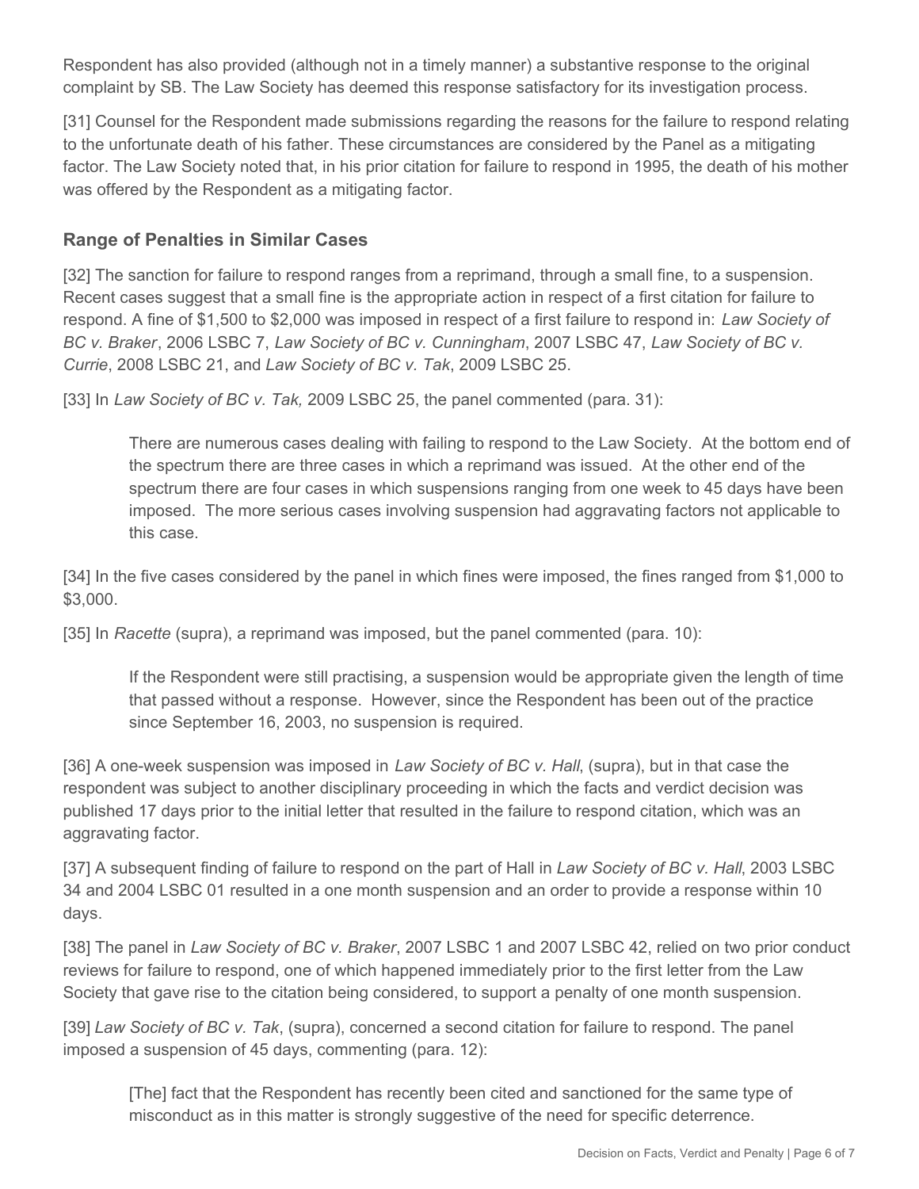Respondent has also provided (although not in a timely manner) a substantive response to the original complaint by SB. The Law Society has deemed this response satisfactory for its investigation process.

[31] Counsel for the Respondent made submissions regarding the reasons for the failure to respond relating to the unfortunate death of his father. These circumstances are considered by the Panel as a mitigating factor. The Law Society noted that, in his prior citation for failure to respond in 1995, the death of his mother was offered by the Respondent as a mitigating factor.

### Range of Penalties in Similar Cases

[32] The sanction for failure to respond ranges from a reprimand, through a small fine, to a suspension. Recent cases suggest that a small fine is the appropriate action in respect of a first citation for failure to respond. A fine of $1,500 to $2,000 was imposed in respect of a first failure to respond in: *Law Society of BC v. Braker*, 2006 LSBC 7, *Law Society of BC v. Cunningham*, 2007 LSBC 47, *Law Society of BC v. Currie*, 2008 LSBC 21, and *Law Society of BC v. Tak*, 2009 LSBC 25.

[33] In *Law Society of BC v. Tak,* 2009 LSBC 25, the panel commented (para. 31):

> There are numerous cases dealing with failing to respond to the Law Society. At the bottom end of the spectrum there are three cases in which a reprimand was issued. At the other end of the spectrum there are four cases in which suspensions ranging from one week to 45 days have been imposed. The more serious cases involving suspension had aggravating factors not applicable to this case.

[34] In the five cases considered by the panel in which fines were imposed, the fines ranged from $1,000 to $3,000.

[35] In *Racette* (supra), a reprimand was imposed, but the panel commented (para. 10):

> If the Respondent were still practising, a suspension would be appropriate given the length of time that passed without a response. However, since the Respondent has been out of the practice since September 16, 2003, no suspension is required.

[36] A one-week suspension was imposed in *Law Society of BC v. Hall*, (supra), but in that case the respondent was subject to another disciplinary proceeding in which the facts and verdict decision was published 17 days prior to the initial letter that resulted in the failure to respond citation, which was an aggravating factor.

[37] A subsequent finding of failure to respond on the part of Hall in *Law Society of BC v. Hall*, 2003 LSBC 34 and 2004 LSBC 01 resulted in a one month suspension and an order to provide a response within 10 days.

[38] The panel in *Law Society of BC v. Braker*, 2007 LSBC 1 and 2007 LSBC 42, relied on two prior conduct reviews for failure to respond, one of which happened immediately prior to the first letter from the Law Society that gave rise to the citation being considered, to support a penalty of one month suspension.

[39] *Law Society of BC v. Tak*, (supra), concerned a second citation for failure to respond. The panel imposed a suspension of 45 days, commenting (para. 12):

> [The] fact that the Respondent has recently been cited and sanctioned for the same type of misconduct as in this matter is strongly suggestive of the need for specific deterrence.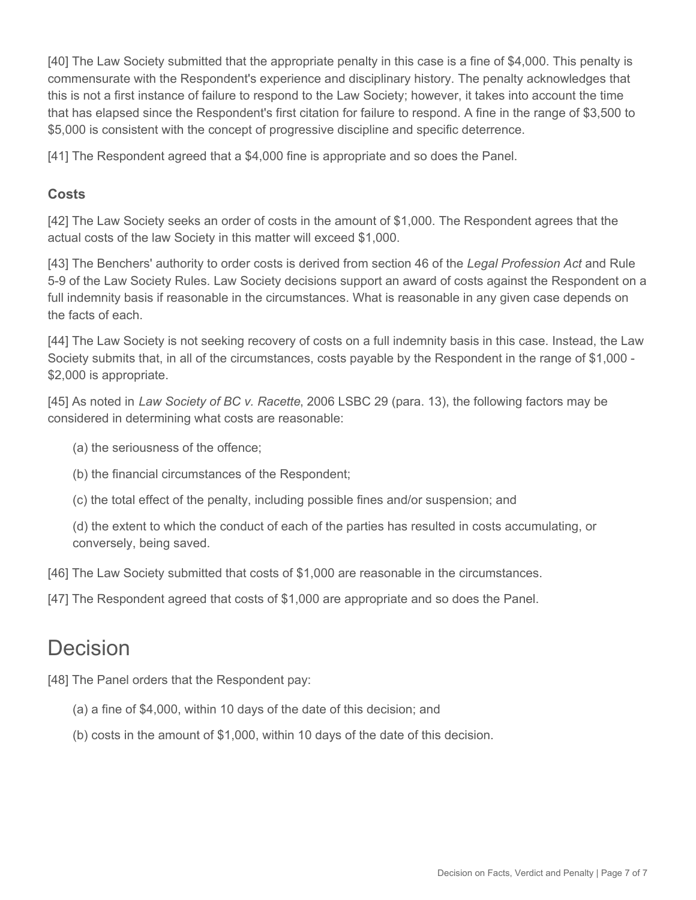[40] The Law Society submitted that the appropriate penalty in this case is a fine of $4,000. This penalty is commensurate with the Respondent's experience and disciplinary history. The penalty acknowledges that this is not a first instance of failure to respond to the Law Society; however, it takes into account the time that has elapsed since the Respondent's first citation for failure to respond. A fine in the range of $3,500 to $5,000 is consistent with the concept of progressive discipline and specific deterrence.

[41] The Respondent agreed that a $4,000 fine is appropriate and so does the Panel.

### Costs

[42] The Law Society seeks an order of costs in the amount of $1,000. The Respondent agrees that the actual costs of the law Society in this matter will exceed $1,000.

[43] The Benchers' authority to order costs is derived from section 46 of the *Legal Profession Act* and Rule 5-9 of the Law Society Rules. Law Society decisions support an award of costs against the Respondent on a full indemnity basis if reasonable in the circumstances. What is reasonable in any given case depends on the facts of each.

[44] The Law Society is not seeking recovery of costs on a full indemnity basis in this case. Instead, the Law Society submits that, in all of the circumstances, costs payable by the Respondent in the range of $1,000 - $2,000 is appropriate.

[45] As noted in *Law Society of BC v. Racette*, 2006 LSBC 29 (para. 13), the following factors may be considered in determining what costs are reasonable:

(a) the seriousness of the offence;

(b) the financial circumstances of the Respondent;

(c) the total effect of the penalty, including possible fines and/or suspension; and

(d) the extent to which the conduct of each of the parties has resulted in costs accumulating, or conversely, being saved.

[46] The Law Society submitted that costs of $1,000 are reasonable in the circumstances.

[47] The Respondent agreed that costs of $1,000 are appropriate and so does the Panel.

## Decision

[48] The Panel orders that the Respondent pay:

(a) a fine of $4,000, within 10 days of the date of this decision; and

(b) costs in the amount of $1,000, within 10 days of the date of this decision.